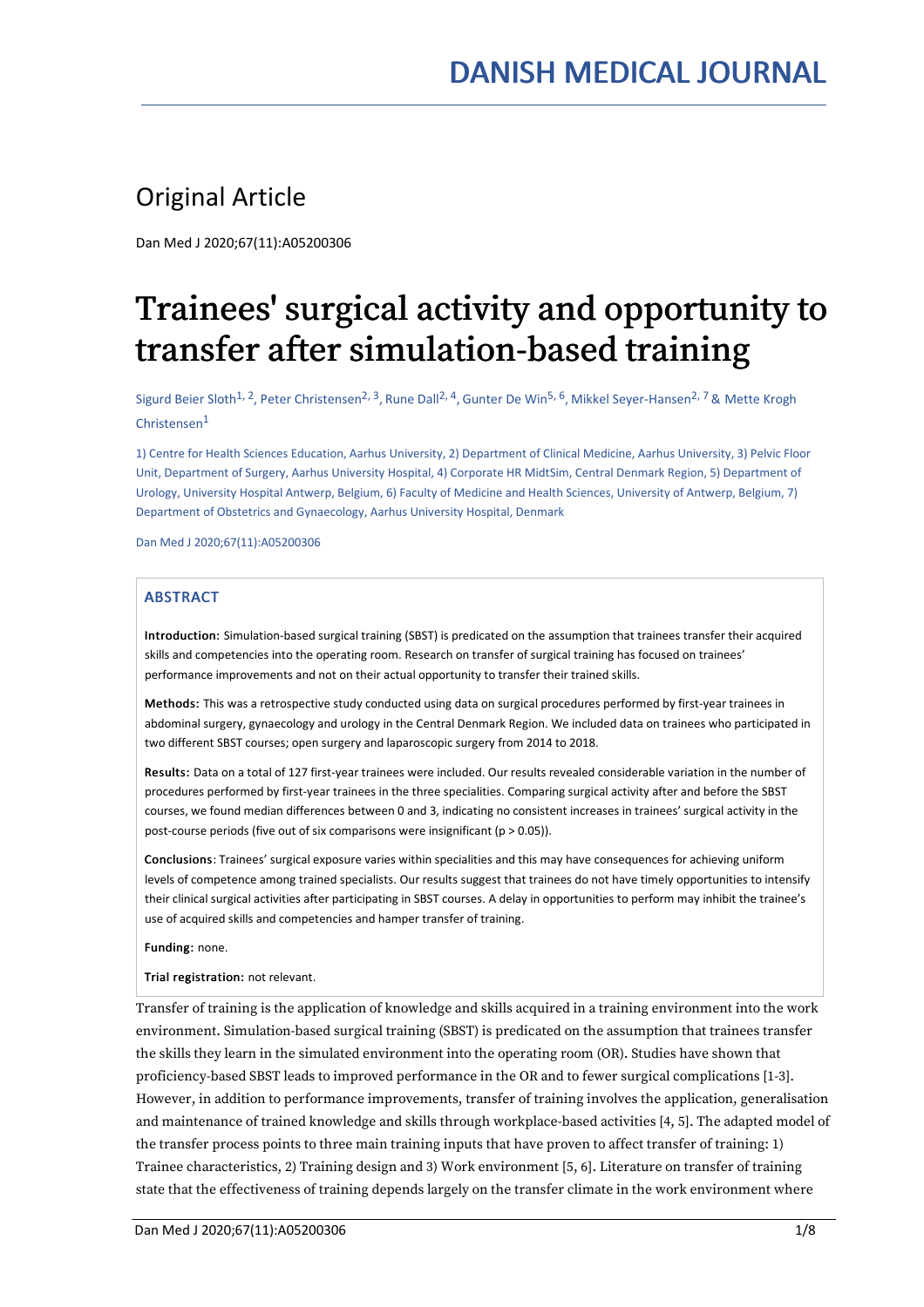Original Article

# Trainees' surgical activity and opportunity to transfer after simulation-based training

Sigurd Beier Sloth[1, 2], Peter Christensen[2, 3], Rune Dall[2, 4], Gunter De Win[5, 6], Mikkel Seyer-Hansen[2, 7] & Mette Krogh Christensen[1]

1) Centre for Health Sciences Education, Aarhus University, 2) Department of Clinical Medicine, Aarhus University, 3) Pelvic Floor Unit, Department of Surgery, Aarhus University Hospital, 4) Corporate HR MidtSim, Central Denmark Region, 5) Department of Urology, University Hospital Antwerp, Belgium, 6) Faculty of Medicine and Health Sciences, University of Antwerp, Belgium, 7) Department of Obstetrics and Gynaecology, Aarhus University Hospital, Denmark

## ABSTRACT

**Introduction:** Simulation-based surgical training (SBST) is predicated on the assumption that trainees transfer their acquired skills and competencies into the operating room. Research on transfer of surgical training has focused on trainees' performance improvements and not on their actual opportunity to transfer their trained skills.

**Methods:** This was a retrospective study conducted using data on surgical procedures performed by first-year trainees in abdominal surgery, gynaecology and urology in the Central Denmark Region. We included data on trainees who participated in two different SBST courses; open surgery and laparoscopic surgery from 2014 to 2018.

**Results:** Data on a total of 127 first-year trainees were included. Our results revealed considerable variation in the number of procedures performed by first-year trainees in the three specialities. Comparing surgical activity after and before the SBST courses, we found median differences between 0 and 3, indicating no consistent increases in trainees' surgical activity in the post-course periods (five out of six comparisons were insignificant ($p > 0.05$)).

**Conclusions**: Trainees' surgical exposure varies within specialities and this may have consequences for achieving uniform levels of competence among trained specialists. Our results suggest that trainees do not have timely opportunities to intensify their clinical surgical activities after participating in SBST courses. A delay in opportunities to perform may inhibit the trainee's use of acquired skills and competencies and hamper transfer of training.

**Funding:** none.

**Trial registration:** not relevant.

Transfer of training is the application of knowledge and skills acquired in a training environment into the work environment. Simulation-based surgical training (SBST) is predicated on the assumption that trainees transfer the skills they learn in the simulated environment into the operating room (OR). Studies have shown that proficiency-based SBST leads to improved performance in the OR and to fewer surgical complications [1-3]. However, in addition to performance improvements, transfer of training involves the application, generalisation and maintenance of trained knowledge and skills through workplace-based activities [4, 5]. The adapted model of the transfer process points to three main training inputs that have proven to affect transfer of training: 1) Trainee characteristics, 2) Training design and 3) Work environment [5, 6]. Literature on transfer of training state that the effectiveness of training depends largely on the transfer climate in the work environment where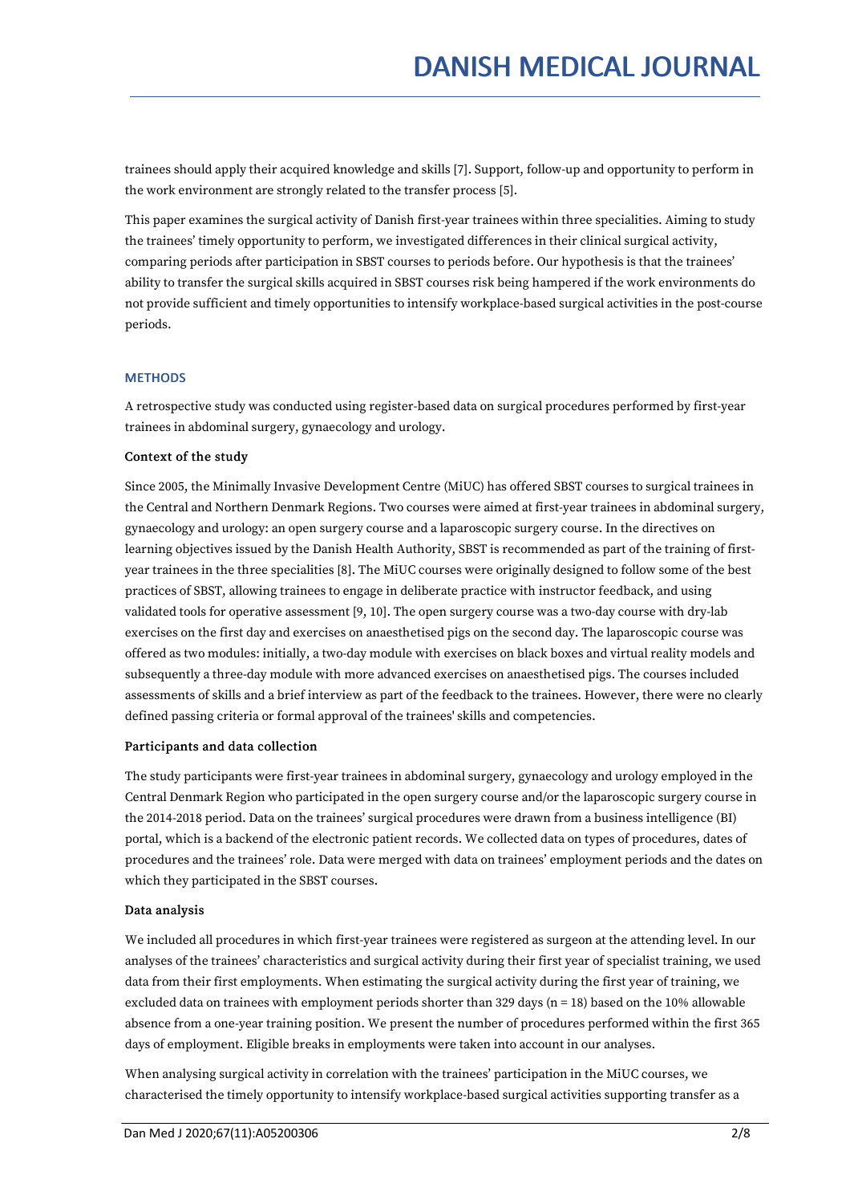trainees should apply their acquired knowledge and skills [7]. Support, follow-up and opportunity to perform in the work environment are strongly related to the transfer process [5].

This paper examines the surgical activity of Danish first-year trainees within three specialities. Aiming to study the trainees' timely opportunity to perform, we investigated differences in their clinical surgical activity, comparing periods after participation in SBST courses to periods before. Our hypothesis is that the trainees' ability to transfer the surgical skills acquired in SBST courses risk being hampered if the work environments do not provide sufficient and timely opportunities to intensify workplace-based surgical activities in the post-course periods.

## METHODS

A retrospective study was conducted using register-based data on surgical procedures performed by first-year trainees in abdominal surgery, gynaecology and urology.

### Context of the study

Since 2005, the Minimally Invasive Development Centre (MiUC) has offered SBST courses to surgical trainees in the Central and Northern Denmark Regions. Two courses were aimed at first-year trainees in abdominal surgery, gynaecology and urology: an open surgery course and a laparoscopic surgery course. In the directives on learning objectives issued by the Danish Health Authority, SBST is recommended as part of the training of first-year trainees in the three specialities [8]. The MiUC courses were originally designed to follow some of the best practices of SBST, allowing trainees to engage in deliberate practice with instructor feedback, and using validated tools for operative assessment [9, 10]. The open surgery course was a two-day course with dry-lab exercises on the first day and exercises on anaesthetised pigs on the second day. The laparoscopic course was offered as two modules: initially, a two-day module with exercises on black boxes and virtual reality models and subsequently a three-day module with more advanced exercises on anaesthetised pigs. The courses included assessments of skills and a brief interview as part of the feedback to the trainees. However, there were no clearly defined passing criteria or formal approval of the trainees' skills and competencies.

### Participants and data collection

The study participants were first-year trainees in abdominal surgery, gynaecology and urology employed in the Central Denmark Region who participated in the open surgery course and/or the laparoscopic surgery course in the 2014-2018 period. Data on the trainees' surgical procedures were drawn from a business intelligence (BI) portal, which is a backend of the electronic patient records. We collected data on types of procedures, dates of procedures and the trainees' role. Data were merged with data on trainees' employment periods and the dates on which they participated in the SBST courses.

### Data analysis

We included all procedures in which first-year trainees were registered as surgeon at the attending level. In our analyses of the trainees' characteristics and surgical activity during their first year of specialist training, we used data from their first employments. When estimating the surgical activity during the first year of training, we excluded data on trainees with employment periods shorter than 329 days (n = 18) based on the 10% allowable absence from a one-year training position. We present the number of procedures performed within the first 365 days of employment. Eligible breaks in employments were taken into account in our analyses.

When analysing surgical activity in correlation with the trainees' participation in the MiUC courses, we characterised the timely opportunity to intensify workplace-based surgical activities supporting transfer as a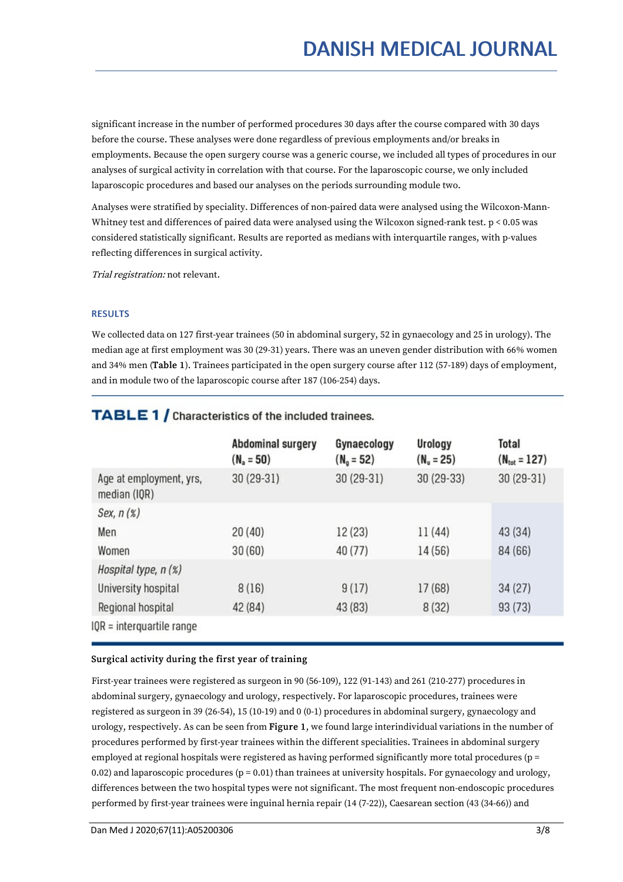significant increase in the number of performed procedures 30 days after the course compared with 30 days before the course. These analyses were done regardless of previous employments and/or breaks in employments. Because the open surgery course was a generic course, we included all types of procedures in our analyses of surgical activity in correlation with that course. For the laparoscopic course, we only included laparoscopic procedures and based our analyses on the periods surrounding module two.

Analyses were stratified by speciality. Differences of non-paired data were analysed using the Wilcoxon-Mann-Whitney test and differences of paired data were analysed using the Wilcoxon signed-rank test. $p < 0.05$ was considered statistically significant. Results are reported as medians with interquartile ranges, with p-values reflecting differences in surgical activity.

*Trial registration:* not relevant.

## RESULTS

We collected data on 127 first-year trainees (50 in abdominal surgery, 52 in gynaecology and 25 in urology). The median age at first employment was 30 (29-31) years. There was an uneven gender distribution with 66% women and 34% men (**Table 1**). Trainees participated in the open surgery course after 112 (57-189) days of employment, and in module two of the laparoscopic course after 187 (106-254) days.

**TABLE 1 /** Characteristics of the included trainees.

| | Abdominal surgery ($N_a = 50$) | Gynaecology ($N_g = 52$) | Urology ($N_u = 25$) | Total ($N_{tot} = 127$) |
|---|---|---|---|---|
| Age at employment, yrs, median (IQR) | 30 (29-31) | 30 (29-31) | 30 (29-33) | 30 (29-31) |
| *Sex, n (%)* | | | | |
| Men | 20 (40) | 12 (23) | 11 (44) | 43 (34) |
| Women | 30 (60) | 40 (77) | 14 (56) | 84 (66) |
| *Hospital type, n (%)* | | | | |
| University hospital | 8 (16) | 9 (17) | 17 (68) | 34 (27) |
| Regional hospital | 42 (84) | 43 (83) | 8 (32) | 93 (73) |

IQR = interquartile range

### Surgical activity during the first year of training

First-year trainees were registered as surgeon in 90 (56-109), 122 (91-143) and 261 (210-277) procedures in abdominal surgery, gynaecology and urology, respectively. For laparoscopic procedures, trainees were registered as surgeon in 39 (26-54), 15 (10-19) and 0 (0-1) procedures in abdominal surgery, gynaecology and urology, respectively. As can be seen from **Figure 1**, we found large interindividual variations in the number of procedures performed by first-year trainees within the different specialities. Trainees in abdominal surgery employed at regional hospitals were registered as having performed significantly more total procedures ($p = 0.02$) and laparoscopic procedures ($p = 0.01$) than trainees at university hospitals. For gynaecology and urology, differences between the two hospital types were not significant. The most frequent non-endoscopic procedures performed by first-year trainees were inguinal hernia repair (14 (7-22)), Caesarean section (43 (34-66)) and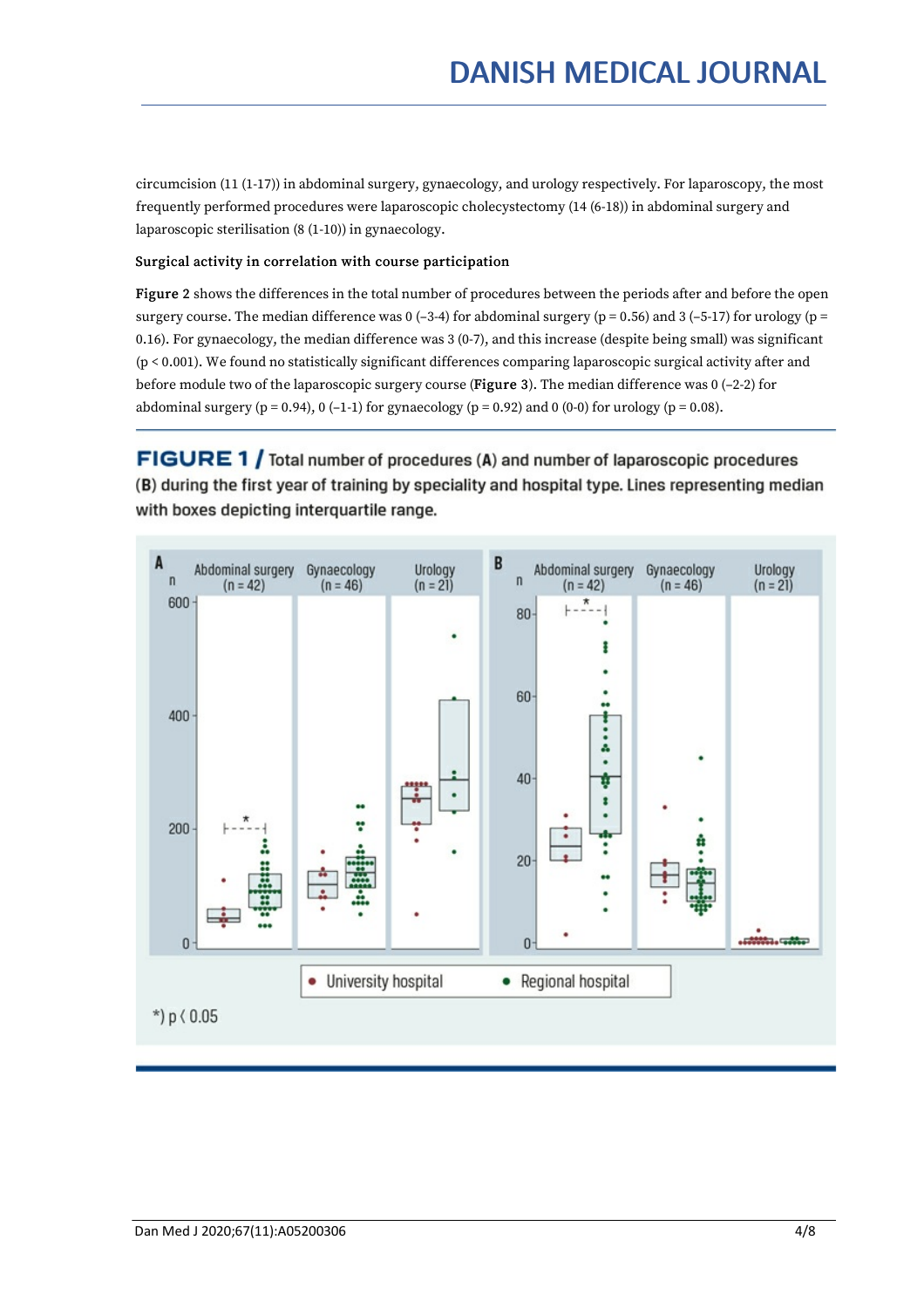circumcision (11 (1-17)) in abdominal surgery, gynaecology, and urology respectively. For laparoscopy, the most frequently performed procedures were laparoscopic cholecystectomy (14 (6-18)) in abdominal surgery and laparoscopic sterilisation (8 (1-10)) in gynaecology.

#### Surgical activity in correlation with course participation

**Figure 2** shows the differences in the total number of procedures between the periods after and before the open surgery course. The median difference was 0 (–3-4) for abdominal surgery (p = 0.56) and 3 (–5-17) for urology (p = 0.16). For gynaecology, the median difference was 3 (0-7), and this increase (despite being small) was significant (p < 0.001). We found no statistically significant differences comparing laparoscopic surgical activity after and before module two of the laparoscopic surgery course (**Figure 3**). The median difference was 0 (–2-2) for abdominal surgery (p = 0.94), 0 (–1-1) for gynaecology (p = 0.92) and 0 (0-0) for urology (p = 0.08).

**FIGURE 1 /** Total number of procedures (**A**) and number of laparoscopic procedures (**B**) during the first year of training by speciality and hospital type. Lines representing median with boxes depicting interquartile range.

*) p < 0.05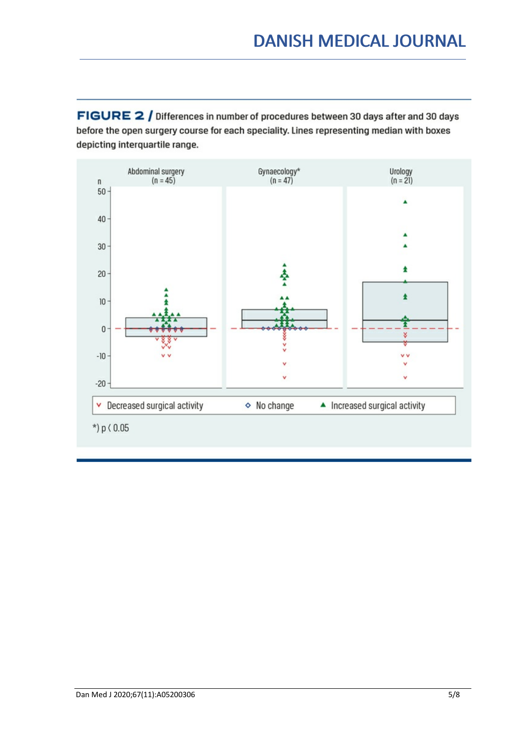**FIGURE 2 /** Differences in number of procedures between 30 days after and 30 days before the open surgery course for each speciality. Lines representing median with boxes depicting interquartile range.

| | Abdominal surgery (n = 45) | Gynaecology* (n = 47) | Urology (n = 21) |
|---|---|---|---|

v Decreased surgical activity   ◇ No change   ▲ Increased surgical activity

*) $p < 0.05$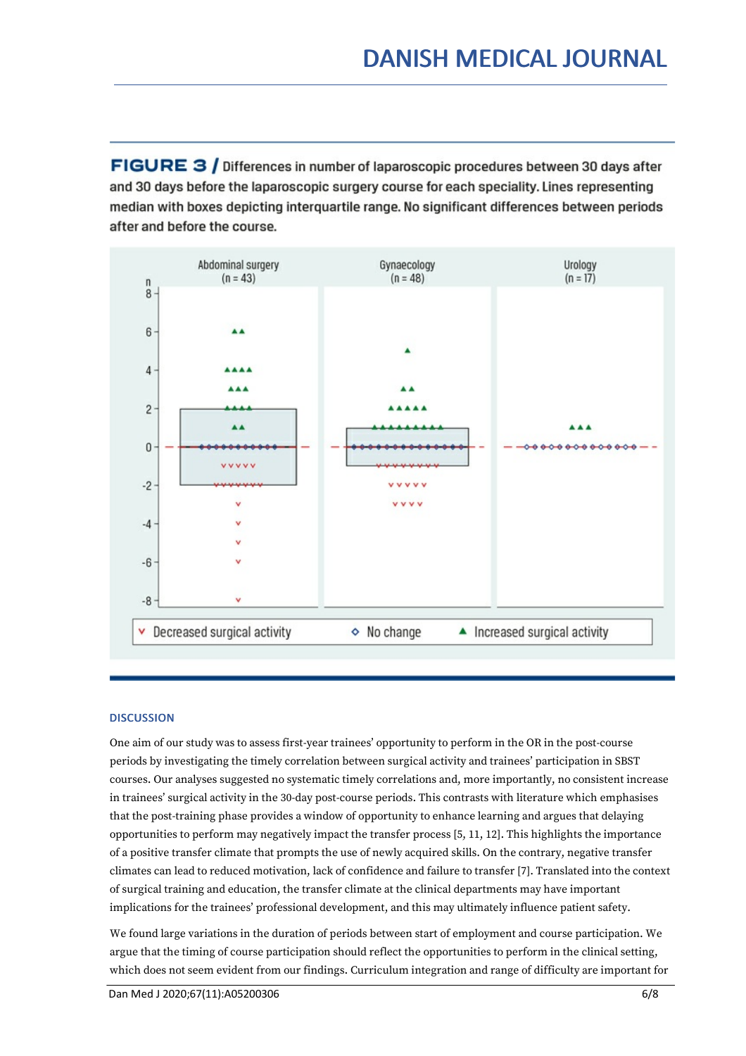**FIGURE 3 /** Differences in number of laparoscopic procedures between 30 days after and 30 days before the laparoscopic surgery course for each speciality. Lines representing median with boxes depicting interquartile range. No significant differences between periods after and before the course.

### DISCUSSION

One aim of our study was to assess first-year trainees' opportunity to perform in the OR in the post-course periods by investigating the timely correlation between surgical activity and trainees' participation in SBST courses. Our analyses suggested no systematic timely correlations and, more importantly, no consistent increase in trainees' surgical activity in the 30-day post-course periods. This contrasts with literature which emphasises that the post-training phase provides a window of opportunity to enhance learning and argues that delaying opportunities to perform may negatively impact the transfer process [5, 11, 12]. This highlights the importance of a positive transfer climate that prompts the use of newly acquired skills. On the contrary, negative transfer climates can lead to reduced motivation, lack of confidence and failure to transfer [7]. Translated into the context of surgical training and education, the transfer climate at the clinical departments may have important implications for the trainees' professional development, and this may ultimately influence patient safety.

We found large variations in the duration of periods between start of employment and course participation. We argue that the timing of course participation should reflect the opportunities to perform in the clinical setting, which does not seem evident from our findings. Curriculum integration and range of difficulty are important for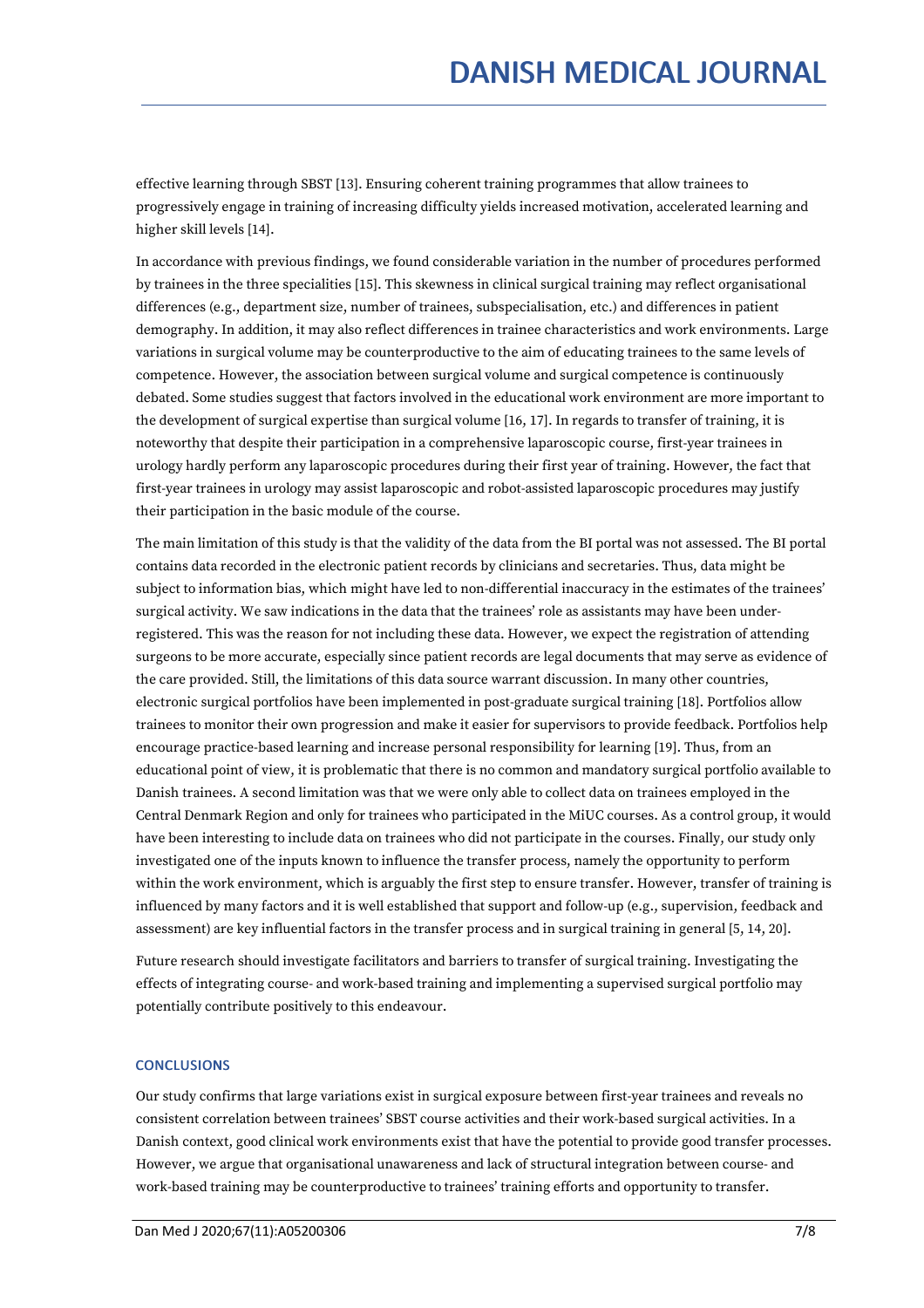effective learning through SBST [13]. Ensuring coherent training programmes that allow trainees to progressively engage in training of increasing difficulty yields increased motivation, accelerated learning and higher skill levels [14].

In accordance with previous findings, we found considerable variation in the number of procedures performed by trainees in the three specialities [15]. This skewness in clinical surgical training may reflect organisational differences (e.g., department size, number of trainees, subspecialisation, etc.) and differences in patient demography. In addition, it may also reflect differences in trainee characteristics and work environments. Large variations in surgical volume may be counterproductive to the aim of educating trainees to the same levels of competence. However, the association between surgical volume and surgical competence is continuously debated. Some studies suggest that factors involved in the educational work environment are more important to the development of surgical expertise than surgical volume [16, 17]. In regards to transfer of training, it is noteworthy that despite their participation in a comprehensive laparoscopic course, first-year trainees in urology hardly perform any laparoscopic procedures during their first year of training. However, the fact that first-year trainees in urology may assist laparoscopic and robot-assisted laparoscopic procedures may justify their participation in the basic module of the course.

The main limitation of this study is that the validity of the data from the BI portal was not assessed. The BI portal contains data recorded in the electronic patient records by clinicians and secretaries. Thus, data might be subject to information bias, which might have led to non-differential inaccuracy in the estimates of the trainees' surgical activity. We saw indications in the data that the trainees' role as assistants may have been under-registered. This was the reason for not including these data. However, we expect the registration of attending surgeons to be more accurate, especially since patient records are legal documents that may serve as evidence of the care provided. Still, the limitations of this data source warrant discussion. In many other countries, electronic surgical portfolios have been implemented in post-graduate surgical training [18]. Portfolios allow trainees to monitor their own progression and make it easier for supervisors to provide feedback. Portfolios help encourage practice-based learning and increase personal responsibility for learning [19]. Thus, from an educational point of view, it is problematic that there is no common and mandatory surgical portfolio available to Danish trainees. A second limitation was that we were only able to collect data on trainees employed in the Central Denmark Region and only for trainees who participated in the MiUC courses. As a control group, it would have been interesting to include data on trainees who did not participate in the courses. Finally, our study only investigated one of the inputs known to influence the transfer process, namely the opportunity to perform within the work environment, which is arguably the first step to ensure transfer. However, transfer of training is influenced by many factors and it is well established that support and follow-up (e.g., supervision, feedback and assessment) are key influential factors in the transfer process and in surgical training in general [5, 14, 20].

Future research should investigate facilitators and barriers to transfer of surgical training. Investigating the effects of integrating course- and work-based training and implementing a supervised surgical portfolio may potentially contribute positively to this endeavour.

## CONCLUSIONS

Our study confirms that large variations exist in surgical exposure between first-year trainees and reveals no consistent correlation between trainees' SBST course activities and their work-based surgical activities. In a Danish context, good clinical work environments exist that have the potential to provide good transfer processes. However, we argue that organisational unawareness and lack of structural integration between course- and work-based training may be counterproductive to trainees' training efforts and opportunity to transfer.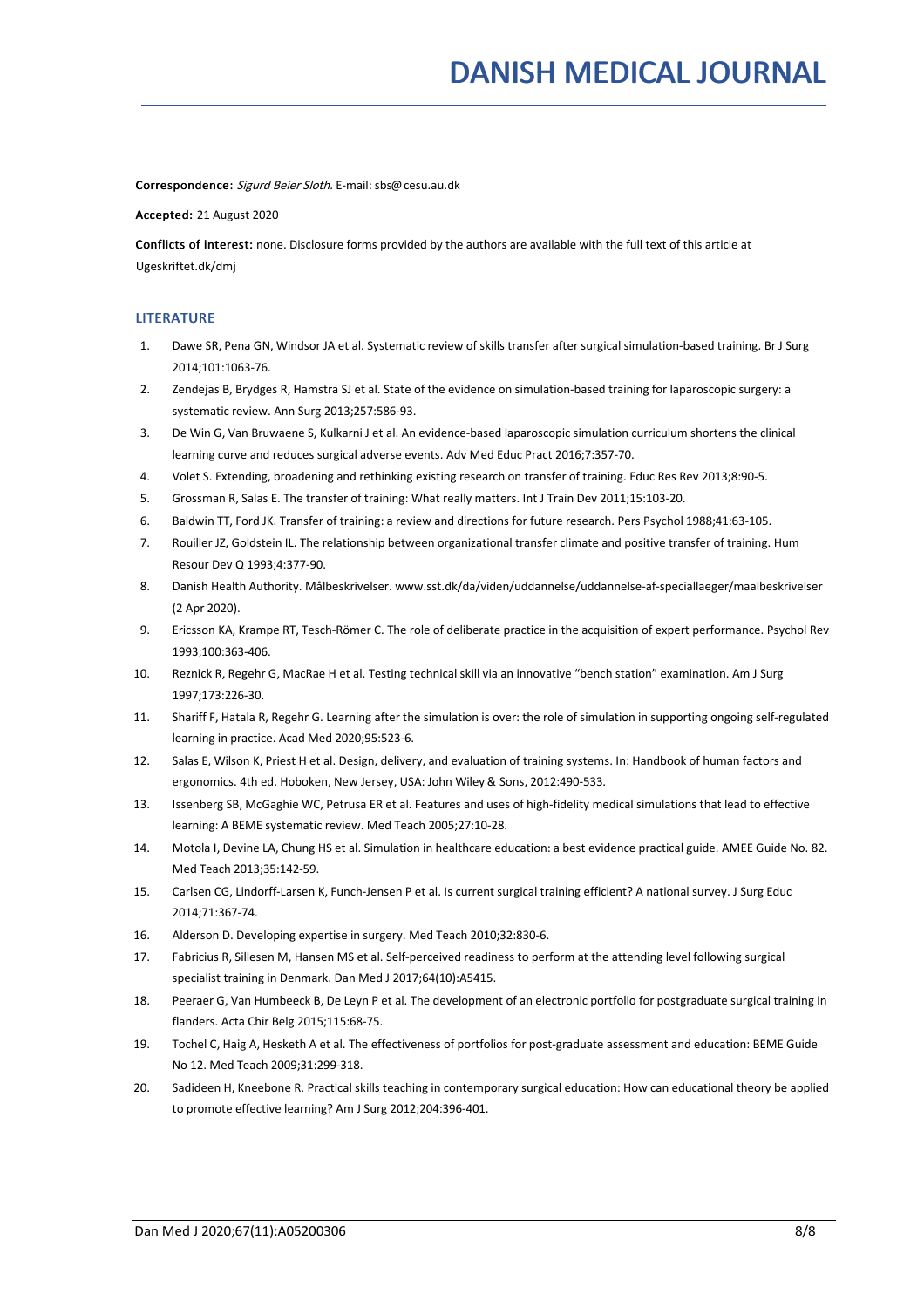**Correspondence:** *Sigurd Beier Sloth.* E-mail: sbs@cesu.au.dk

**Accepted:** 21 August 2020

**Conflicts of interest:** none. Disclosure forms provided by the authors are available with the full text of this article at Ugeskriftet.dk/dmj

## LITERATURE

1. Dawe SR, Pena GN, Windsor JA et al. Systematic review of skills transfer after surgical simulation-based training. Br J Surg 2014;101:1063-76.
2. Zendejas B, Brydges R, Hamstra SJ et al. State of the evidence on simulation-based training for laparoscopic surgery: a systematic review. Ann Surg 2013;257:586-93.
3. De Win G, Van Bruwaene S, Kulkarni J et al. An evidence-based laparoscopic simulation curriculum shortens the clinical learning curve and reduces surgical adverse events. Adv Med Educ Pract 2016;7:357-70.
4. Volet S. Extending, broadening and rethinking existing research on transfer of training. Educ Res Rev 2013;8:90-5.
5. Grossman R, Salas E. The transfer of training: What really matters. Int J Train Dev 2011;15:103-20.
6. Baldwin TT, Ford JK. Transfer of training: a review and directions for future research. Pers Psychol 1988;41:63-105.
7. Rouiller JZ, Goldstein IL. The relationship between organizational transfer climate and positive transfer of training. Hum Resour Dev Q 1993;4:377-90.
8. Danish Health Authority. Målbeskrivelser. www.sst.dk/da/viden/uddannelse/uddannelse-af-speciallaeger/maalbeskrivelser (2 Apr 2020).
9. Ericsson KA, Krampe RT, Tesch-Römer C. The role of deliberate practice in the acquisition of expert performance. Psychol Rev 1993;100:363-406.
10. Reznick R, Regehr G, MacRae H et al. Testing technical skill via an innovative "bench station" examination. Am J Surg 1997;173:226-30.
11. Shariff F, Hatala R, Regehr G. Learning after the simulation is over: the role of simulation in supporting ongoing self-regulated learning in practice. Acad Med 2020;95:523-6.
12. Salas E, Wilson K, Priest H et al. Design, delivery, and evaluation of training systems. In: Handbook of human factors and ergonomics. 4th ed. Hoboken, New Jersey, USA: John Wiley & Sons, 2012:490-533.
13. Issenberg SB, McGaghie WC, Petrusa ER et al. Features and uses of high-fidelity medical simulations that lead to effective learning: A BEME systematic review. Med Teach 2005;27:10-28.
14. Motola I, Devine LA, Chung HS et al. Simulation in healthcare education: a best evidence practical guide. AMEE Guide No. 82. Med Teach 2013;35:142-59.
15. Carlsen CG, Lindorff-Larsen K, Funch-Jensen P et al. Is current surgical training efficient? A national survey. J Surg Educ 2014;71:367-74.
16. Alderson D. Developing expertise in surgery. Med Teach 2010;32:830-6.
17. Fabricius R, Sillesen M, Hansen MS et al. Self-perceived readiness to perform at the attending level following surgical specialist training in Denmark. Dan Med J 2017;64(10):A5415.
18. Peeraer G, Van Humbeeck B, De Leyn P et al. The development of an electronic portfolio for postgraduate surgical training in flanders. Acta Chir Belg 2015;115:68-75.
19. Tochel C, Haig A, Hesketh A et al. The effectiveness of portfolios for post-graduate assessment and education: BEME Guide No 12. Med Teach 2009;31:299-318.
20. Sadideen H, Kneebone R. Practical skills teaching in contemporary surgical education: How can educational theory be applied to promote effective learning? Am J Surg 2012;204:396-401.